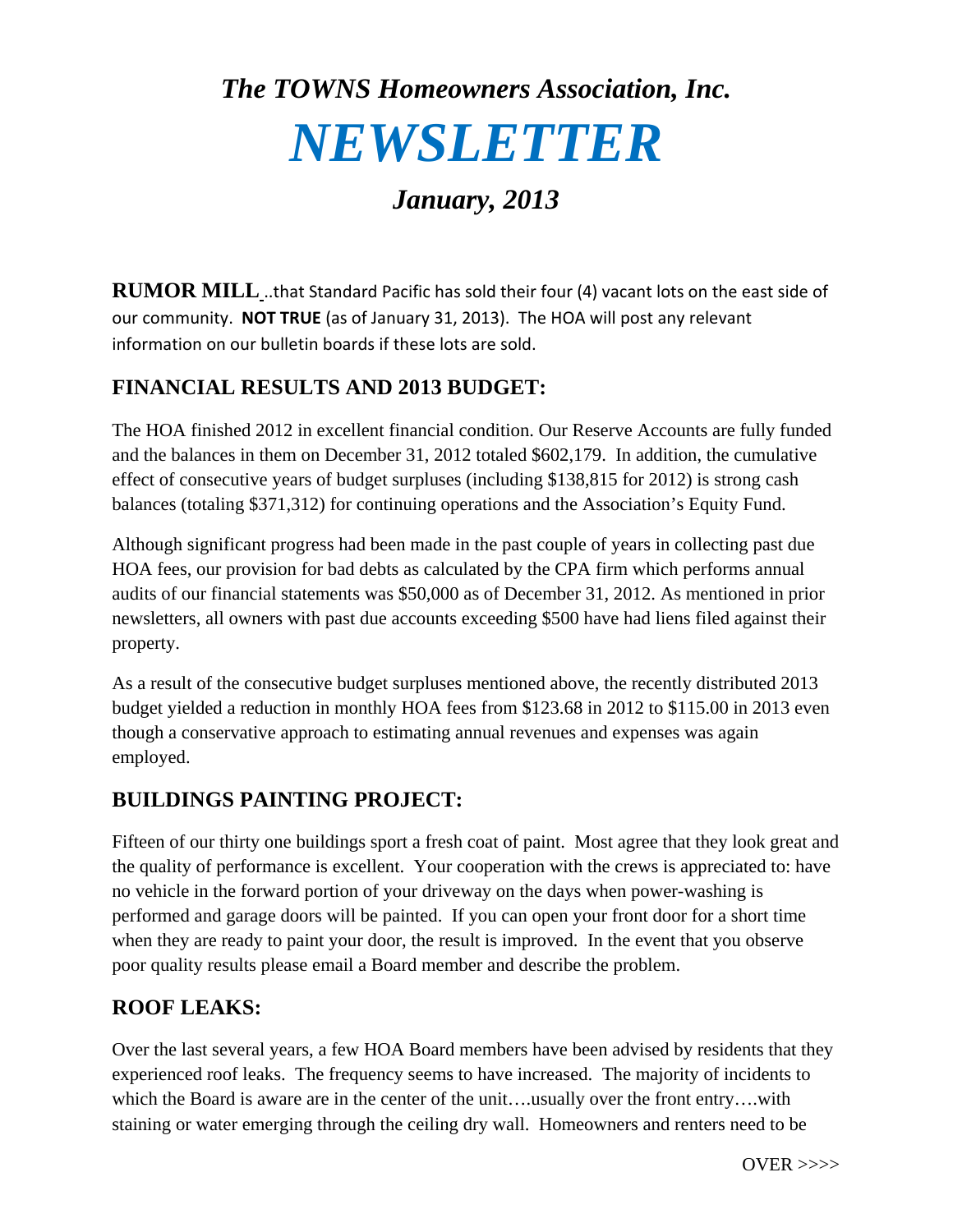# *The TOWNS Homeowners Association, Inc.*

# *NEWSLETTER*

## *January, 2013*

**RUMOR MILL** ..that Standard Pacific has sold their four (4) vacant lots on the east side of our community. **NOT TRUE** (as of January 31, 2013). The HOA will post any relevant information on our bulletin boards if these lots are sold.

## FINANCIAL RESULTS AND 2013 BUDGET:

The HOA finished 2012 in excellent financial condition. Our Reserve Accounts are fully funded and the balances in them on December 31, 2012 totaled $602,179. In addition, the cumulative effect of consecutive years of budget surpluses (including $138,815 for 2012) is strong cash balances (totaling $371,312) for continuing operations and the Association's Equity Fund.

Although significant progress had been made in the past couple of years in collecting past due HOA fees, our provision for bad debts as calculated by the CPA firm which performs annual audits of our financial statements was $50,000 as of December 31, 2012. As mentioned in prior newsletters, all owners with past due accounts exceeding $500 have had liens filed against their property.

As a result of the consecutive budget surpluses mentioned above, the recently distributed 2013 budget yielded a reduction in monthly HOA fees from $123.68 in 2012 to $115.00 in 2013 even though a conservative approach to estimating annual revenues and expenses was again employed.

## BUILDINGS PAINTING PROJECT:

Fifteen of our thirty one buildings sport a fresh coat of paint. Most agree that they look great and the quality of performance is excellent. Your cooperation with the crews is appreciated to: have no vehicle in the forward portion of your driveway on the days when power-washing is performed and garage doors will be painted. If you can open your front door for a short time when they are ready to paint your door, the result is improved. In the event that you observe poor quality results please email a Board member and describe the problem.

## ROOF LEAKS:

Over the last several years, a few HOA Board members have been advised by residents that they experienced roof leaks. The frequency seems to have increased. The majority of incidents to which the Board is aware are in the center of the unit….usually over the front entry….with staining or water emerging through the ceiling dry wall. Homeowners and renters need to be

OVER >>>>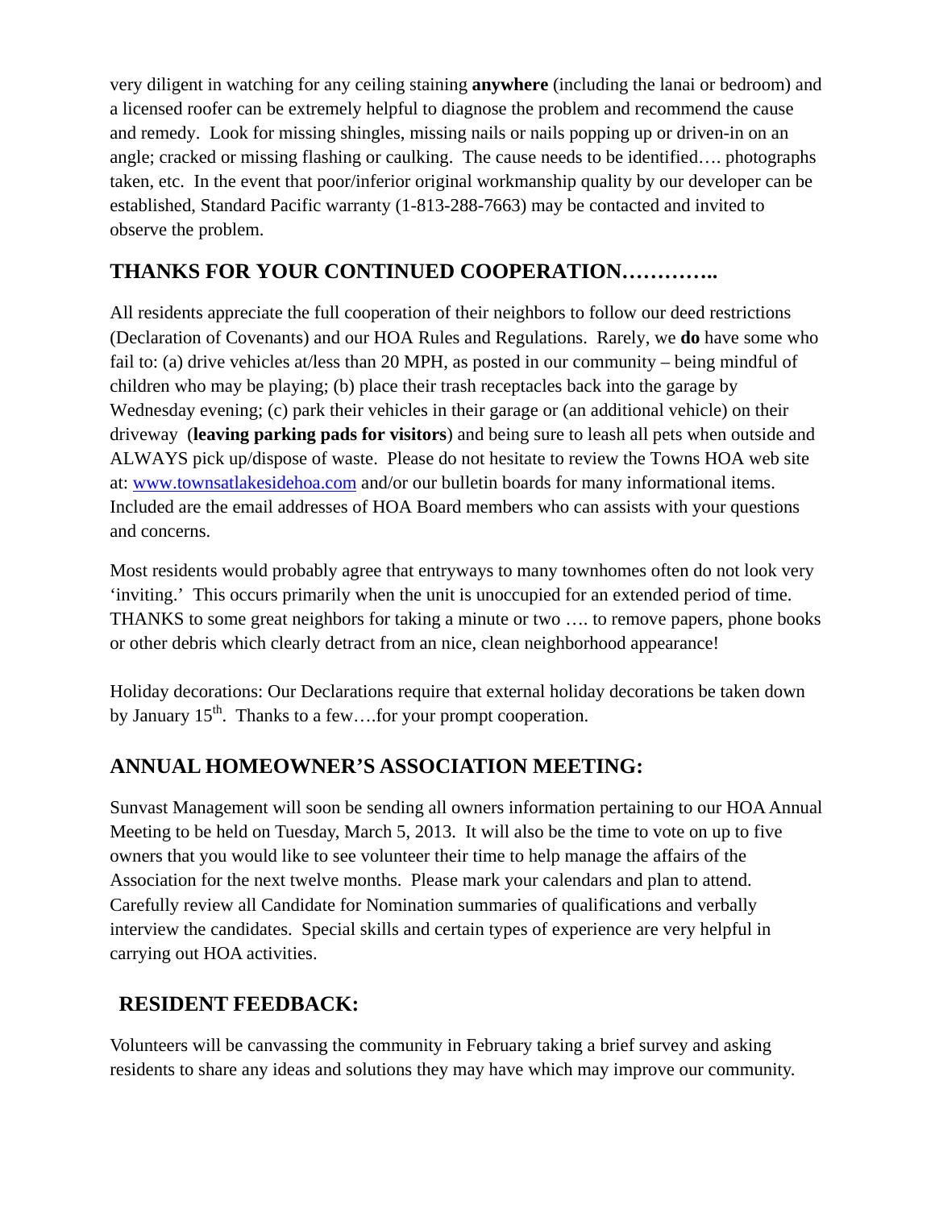very diligent in watching for any ceiling staining **anywhere** (including the lanai or bedroom) and a licensed roofer can be extremely helpful to diagnose the problem and recommend the cause and remedy. Look for missing shingles, missing nails or nails popping up or driven-in on an angle; cracked or missing flashing or caulking. The cause needs to be identified…. photographs taken, etc. In the event that poor/inferior original workmanship quality by our developer can be established, Standard Pacific warranty (1-813-288-7663) may be contacted and invited to observe the problem.

## THANKS FOR YOUR CONTINUED COOPERATION…………..

All residents appreciate the full cooperation of their neighbors to follow our deed restrictions (Declaration of Covenants) and our HOA Rules and Regulations. Rarely, we **do** have some who fail to: (a) drive vehicles at/less than 20 MPH, as posted in our community – being mindful of children who may be playing; (b) place their trash receptacles back into the garage by Wednesday evening; (c) park their vehicles in their garage or (an additional vehicle) on their driveway (**leaving parking pads for visitors**) and being sure to leash all pets when outside and ALWAYS pick up/dispose of waste. Please do not hesitate to review the Towns HOA web site at: www.townsatlakesidehoa.com and/or our bulletin boards for many informational items. Included are the email addresses of HOA Board members who can assists with your questions and concerns.

Most residents would probably agree that entryways to many townhomes often do not look very 'inviting.' This occurs primarily when the unit is unoccupied for an extended period of time. THANKS to some great neighbors for taking a minute or two …. to remove papers, phone books or other debris which clearly detract from an nice, clean neighborhood appearance!

Holiday decorations: Our Declarations require that external holiday decorations be taken down by January 15th. Thanks to a few….for your prompt cooperation.

## ANNUAL HOMEOWNER'S ASSOCIATION MEETING:

Sunvast Management will soon be sending all owners information pertaining to our HOA Annual Meeting to be held on Tuesday, March 5, 2013. It will also be the time to vote on up to five owners that you would like to see volunteer their time to help manage the affairs of the Association for the next twelve months. Please mark your calendars and plan to attend. Carefully review all Candidate for Nomination summaries of qualifications and verbally interview the candidates. Special skills and certain types of experience are very helpful in carrying out HOA activities.

## RESIDENT FEEDBACK:

Volunteers will be canvassing the community in February taking a brief survey and asking residents to share any ideas and solutions they may have which may improve our community.